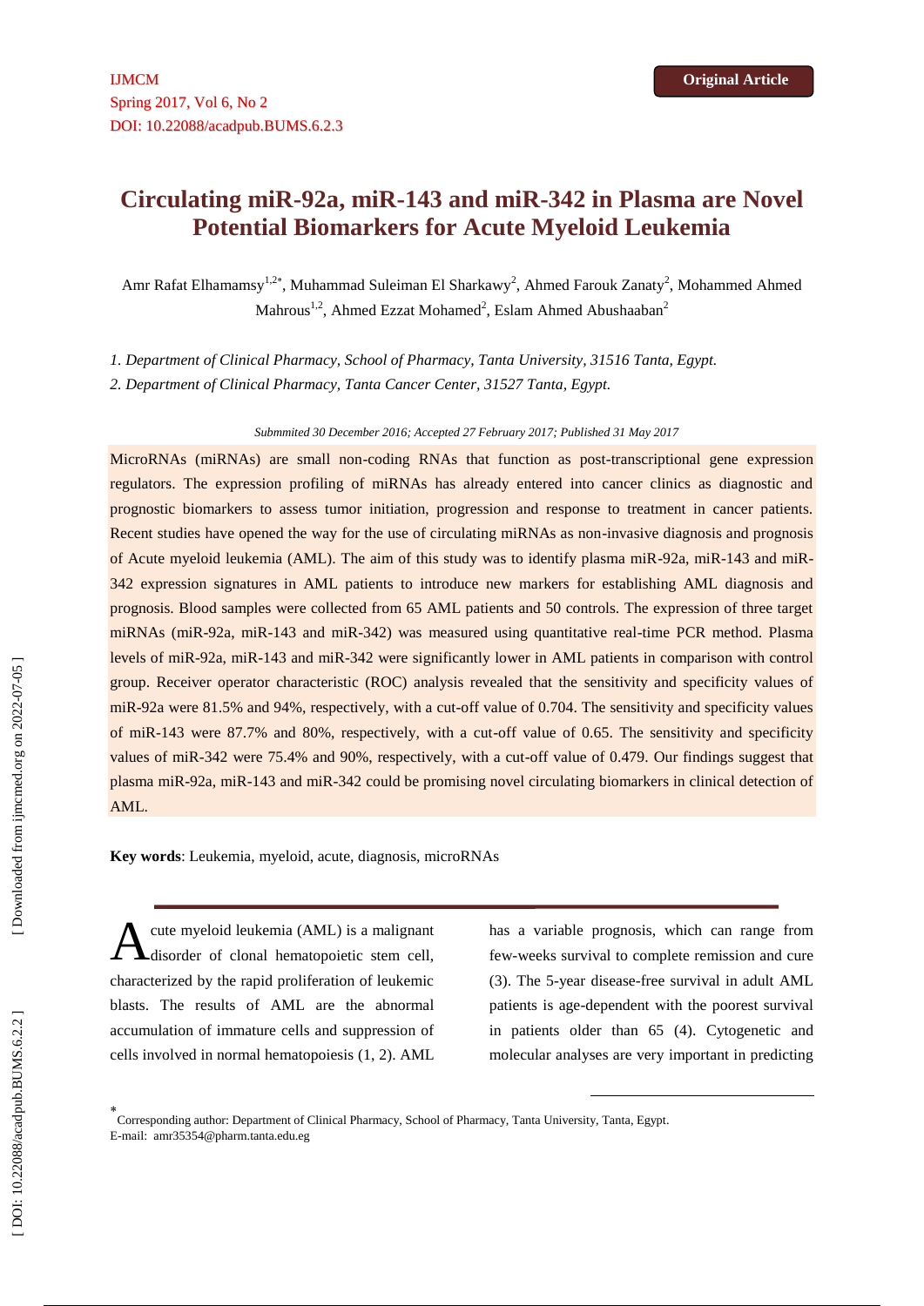Original Article

# Circulating miR-92a, miR-143 and miR-342 in Plasma are Novel Potential Biomarkers for Acute Myeloid Leukemia

Amr Rafat Elhamamsy[1,2*], Muhammad Suleiman El Sharkawy[2], Ahmed Farouk Zanaty[2], Mohammed Ahmed Mahrous[1,2], Ahmed Ezzat Mohamed[2], Eslam Ahmed Abushaaban[2]

*1. Department of Clinical Pharmacy, School of Pharmacy, Tanta University, 31516 Tanta, Egypt.*

*2. Department of Clinical Pharmacy, Tanta Cancer Center, 31527 Tanta, Egypt.*

*Submmited 30 December 2016; Accepted 27 February 2017; Published 31 May 2017*

MicroRNAs (miRNAs) are small non-coding RNAs that function as post-transcriptional gene expression regulators. The expression profiling of miRNAs has already entered into cancer clinics as diagnostic and prognostic biomarkers to assess tumor initiation, progression and response to treatment in cancer patients. Recent studies have opened the way for the use of circulating miRNAs as non-invasive diagnosis and prognosis of Acute myeloid leukemia (AML). The aim of this study was to identify plasma miR-92a, miR-143 and miR-342 expression signatures in AML patients to introduce new markers for establishing AML diagnosis and prognosis. Blood samples were collected from 65 AML patients and 50 controls. The expression of three target miRNAs (miR-92a, miR-143 and miR-342) was measured using quantitative real-time PCR method. Plasma levels of miR-92a, miR-143 and miR-342 were significantly lower in AML patients in comparison with control group. Receiver operator characteristic (ROC) analysis revealed that the sensitivity and specificity values of miR-92a were 81.5% and 94%, respectively, with a cut-off value of 0.704. The sensitivity and specificity values of miR-143 were 87.7% and 80%, respectively, with a cut-off value of 0.65. The sensitivity and specificity values of miR-342 were 75.4% and 90%, respectively, with a cut-off value of 0.479. Our findings suggest that plasma miR-92a, miR-143 and miR-342 could be promising novel circulating biomarkers in clinical detection of AML.

**Key words**: Leukemia, myeloid, acute, diagnosis, microRNAs

Acute myeloid leukemia (AML) is a malignant disorder of clonal hematopoietic stem cell, characterized by the rapid proliferation of leukemic blasts. The results of AML are the abnormal accumulation of immature cells and suppression of cells involved in normal hematopoiesis (1, 2). AML has a variable prognosis, which can range from few-weeks survival to complete remission and cure (3). The 5-year disease-free survival in adult AML patients is age-dependent with the poorest survival in patients older than 65 (4). Cytogenetic and molecular analyses are very important in predicting

* Corresponding author: Department of Clinical Pharmacy, School of Pharmacy, Tanta University, Tanta, Egypt.
E-mail: amr35354@pharm.tanta.edu.eg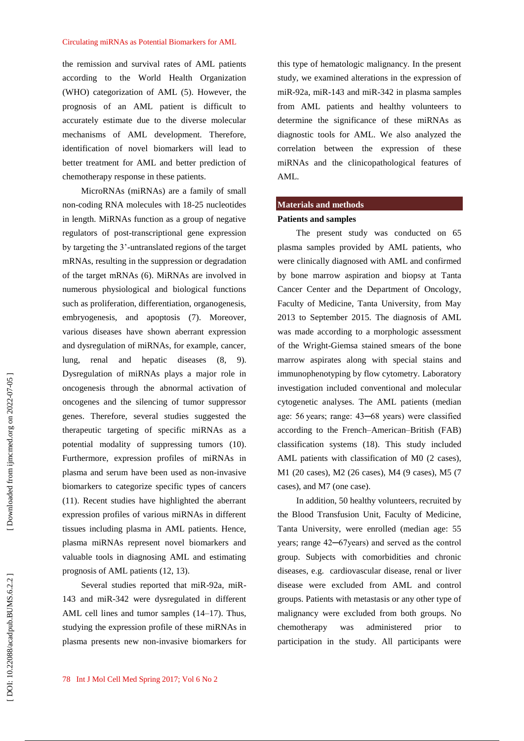the remission and survival rates of AML patients according to the World Health Organization (WHO) categorization of AML (5). However, the prognosis of an AML patient is difficult to accurately estimate due to the diverse molecular mechanisms of AML development. Therefore, identification of novel biomarkers will lead to better treatment for AML and better prediction of chemotherapy response in these patients.

MicroRNAs (miRNAs) are a family of small non-coding RNA molecules with 18-25 nucleotides in length. MiRNAs function as a group of negative regulators of post-transcriptional gene expression by targeting the 3'-untranslated regions of the target mRNAs, resulting in the suppression or degradation of the target mRNAs (6). MiRNAs are involved in numerous physiological and biological functions such as proliferation, differentiation, organogenesis, embryogenesis, and apoptosis (7). Moreover, various diseases have shown aberrant expression and dysregulation of miRNAs, for example, cancer, lung, renal and hepatic diseases (8, 9). Dysregulation of miRNAs plays a major role in oncogenesis through the abnormal activation of oncogenes and the silencing of tumor suppressor genes. Therefore, several studies suggested the therapeutic targeting of specific miRNAs as a potential modality of suppressing tumors (10). Furthermore, expression profiles of miRNAs in plasma and serum have been used as non-invasive biomarkers to categorize specific types of cancers (11). Recent studies have highlighted the aberrant expression profiles of various miRNAs in different tissues including plasma in AML patients. Hence, plasma miRNAs represent novel biomarkers and valuable tools in diagnosing AML and estimating prognosis of AML patients (12, 13).

Several studies reported that miR-92a, miR-143 and miR-342 were dysregulated in different AML cell lines and tumor samples (14–17). Thus, studying the expression profile of these miRNAs in plasma presents new non-invasive biomarkers for this type of hematologic malignancy. In the present study, we examined alterations in the expression of miR-92a, miR-143 and miR-342 in plasma samples from AML patients and healthy volunteers to determine the significance of these miRNAs as diagnostic tools for AML. We also analyzed the correlation between the expression of these miRNAs and the clinicopathological features of AML.

## Materials and methods

### Patients and samples

The present study was conducted on 65 plasma samples provided by AML patients, who were clinically diagnosed with AML and confirmed by bone marrow aspiration and biopsy at Tanta Cancer Center and the Department of Oncology, Faculty of Medicine, Tanta University, from May 2013 to September 2015. The diagnosis of AML was made according to a morphologic assessment of the Wright-Giemsa stained smears of the bone marrow aspirates along with special stains and immunophenotyping by flow cytometry. Laboratory investigation included conventional and molecular cytogenetic analyses. The AML patients (median age: 56 years; range: 43─68 years) were classified according to the French–American–British (FAB) classification systems (18). This study included AML patients with classification of M0 (2 cases), M1 (20 cases), M2 (26 cases), M4 (9 cases), M5 (7 cases), and M7 (one case).

In addition, 50 healthy volunteers, recruited by the Blood Transfusion Unit, Faculty of Medicine, Tanta University, were enrolled (median age: 55 years; range 42─67years) and served as the control group. Subjects with comorbidities and chronic diseases, e.g. cardiovascular disease, renal or liver disease were excluded from AML and control groups. Patients with metastasis or any other type of malignancy were excluded from both groups. No chemotherapy was administered prior to participation in the study. All participants were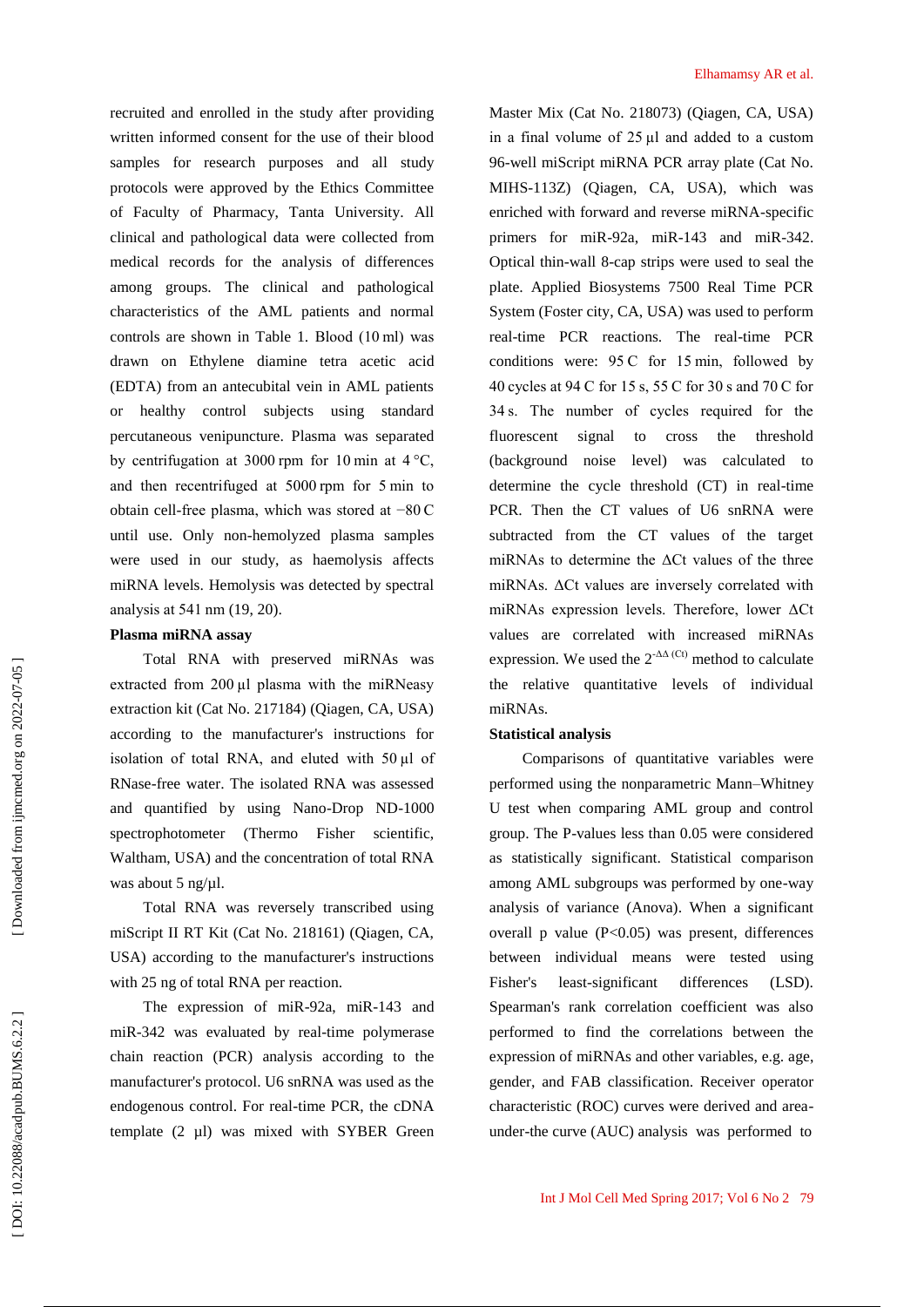recruited and enrolled in the study after providing written informed consent for the use of their blood samples for research purposes and all study protocols were approved by the Ethics Committee of Faculty of Pharmacy, Tanta University. All clinical and pathological data were collected from medical records for the analysis of differences among groups. The clinical and pathological characteristics of the AML patients and normal controls are shown in Table 1. Blood (10 ml) was drawn on Ethylene diamine tetra acetic acid (EDTA) from an antecubital vein in AML patients or healthy control subjects using standard percutaneous venipuncture. Plasma was separated by centrifugation at 3000 rpm for 10 min at 4 °C, and then recentrifuged at 5000 rpm for 5 min to obtain cell-free plasma, which was stored at −80 C until use. Only non-hemolyzed plasma samples were used in our study, as haemolysis affects miRNA levels. Hemolysis was detected by spectral analysis at 541 nm (19, 20).

**Plasma miRNA assay**

Total RNA with preserved miRNAs was extracted from 200 µl plasma with the miRNeasy extraction kit (Cat No. 217184) (Qiagen, CA, USA) according to the manufacturer's instructions for isolation of total RNA, and eluted with 50 µl of RNase-free water. The isolated RNA was assessed and quantified by using Nano-Drop ND-1000 spectrophotometer (Thermo Fisher scientific, Waltham, USA) and the concentration of total RNA was about 5 ng/µl.

Total RNA was reversely transcribed using miScript II RT Kit (Cat No. 218161) (Qiagen, CA, USA) according to the manufacturer's instructions with 25 ng of total RNA per reaction.

The expression of miR-92a, miR-143 and miR-342 was evaluated by real-time polymerase chain reaction (PCR) analysis according to the manufacturer's protocol. U6 snRNA was used as the endogenous control. For real-time PCR, the cDNA template (2 µl) was mixed with SYBER Green Master Mix (Cat No. 218073) (Qiagen, CA, USA) in a final volume of 25 µl and added to a custom 96-well miScript miRNA PCR array plate (Cat No. MIHS-113Z) (Qiagen, CA, USA), which was enriched with forward and reverse miRNA-specific primers for miR-92a, miR-143 and miR-342. Optical thin-wall 8-cap strips were used to seal the plate. Applied Biosystems 7500 Real Time PCR System (Foster city, CA, USA) was used to perform real-time PCR reactions. The real-time PCR conditions were: 95 C for 15 min, followed by 40 cycles at 94 C for 15 s, 55 C for 30 s and 70 C for 34 s. The number of cycles required for the fluorescent signal to cross the threshold (background noise level) was calculated to determine the cycle threshold (CT) in real-time PCR. Then the CT values of U6 snRNA were subtracted from the CT values of the target miRNAs to determine the ΔCt values of the three miRNAs. ΔCt values are inversely correlated with miRNAs expression levels. Therefore, lower ΔCt values are correlated with increased miRNAs expression. We used the $2^{-\Delta\Delta (Ct)}$ method to calculate the relative quantitative levels of individual miRNAs.

**Statistical analysis**

Comparisons of quantitative variables were performed using the nonparametric Mann–Whitney U test when comparing AML group and control group. The P-values less than 0.05 were considered as statistically significant. Statistical comparison among AML subgroups was performed by one-way analysis of variance (Anova). When a significant overall p value ($P<0.05$) was present, differences between individual means were tested using Fisher's least-significant differences (LSD). Spearman's rank correlation coefficient was also performed to find the correlations between the expression of miRNAs and other variables, e.g. age, gender, and FAB classification. Receiver operator characteristic (ROC) curves were derived and area-under-the curve (AUC) analysis was performed to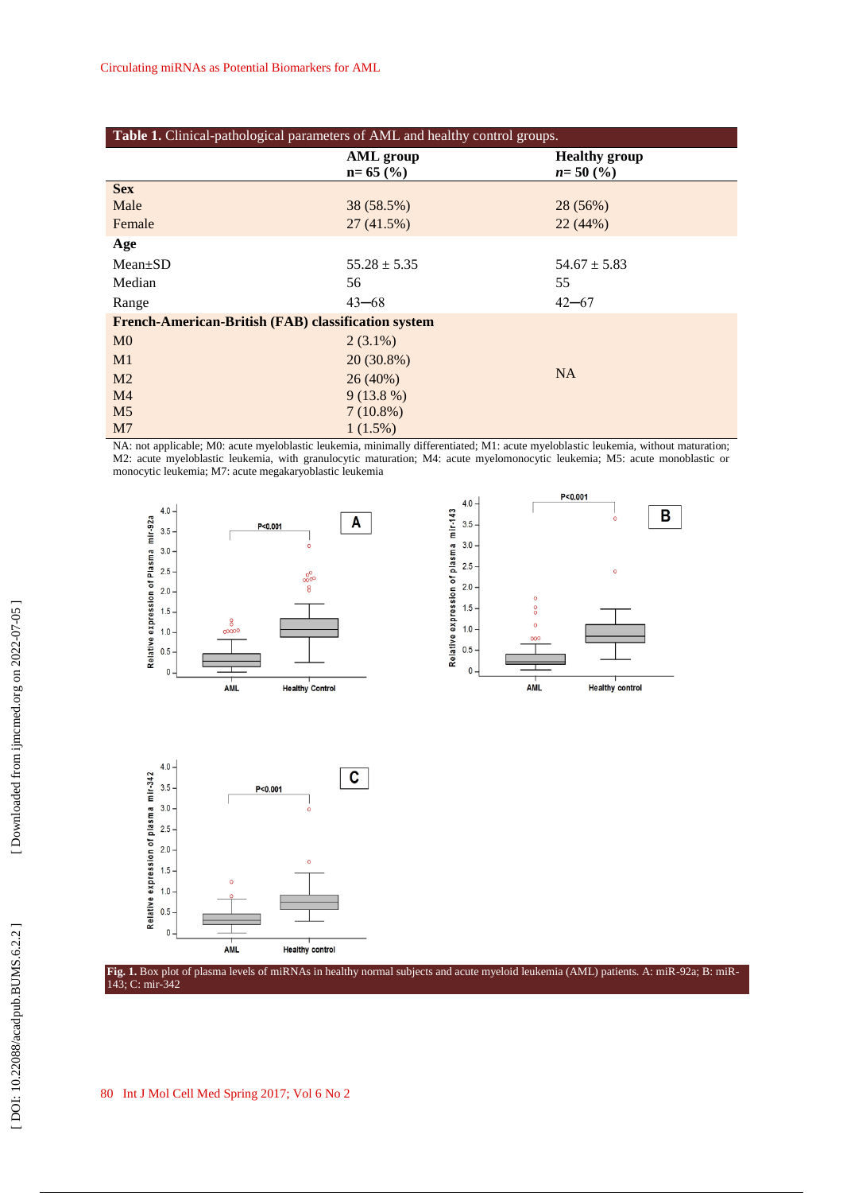**Table 1.** Clinical-pathological parameters of AML and healthy control groups.

| | AML group n= 65 (%) | Healthy group *n*= 50 (%) |
|---|---|---|
| **Sex** | | |
| Male | 38 (58.5%) | 28 (56%) |
| Female | 27 (41.5%) | 22 (44%) |
| **Age** | | |
| Mean±SD | 55.28 ± 5.35 | 54.67 ± 5.83 |
| Median | 56 | 55 |
| Range | 43─68 | 42─67 |
| **French-American-British (FAB) classification system** | | |
| M0 | 2 (3.1%) | NA |
| M1 | 20 (30.8%) | |
| M2 | 26 (40%) | |
| M4 | 9 (13.8 %) | |
| M5 | 7 (10.8%) | |
| M7 | 1 (1.5%) | |

NA: not applicable; M0: acute myeloblastic leukemia, minimally differentiated; M1: acute myeloblastic leukemia, without maturation; M2: acute myeloblastic leukemia, with granulocytic maturation; M4: acute myelomonocytic leukemia; M5: acute monoblastic or monocytic leukemia; M7: acute megakaryoblastic leukemia

**Fig. 1.** Box plot of plasma levels of miRNAs in healthy normal subjects and acute myeloid leukemia (AML) patients. A: miR-92a; B: miR-143; C: mir-342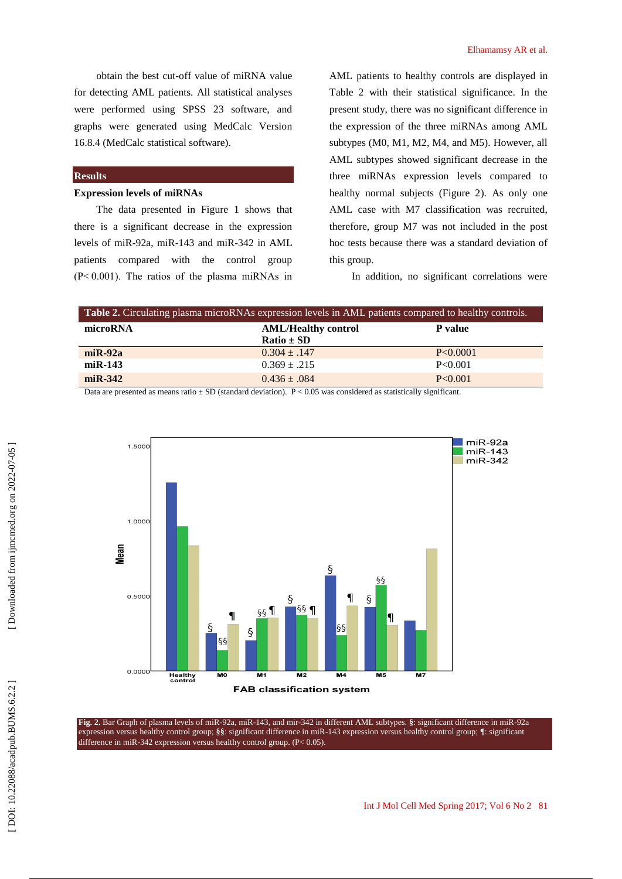obtain the best cut-off value of miRNA value for detecting AML patients. All statistical analyses were performed using SPSS 23 software, and graphs were generated using MedCalc Version 16.8.4 (MedCalc statistical software).

## Results

### Expression levels of miRNAs

The data presented in Figure 1 shows that there is a significant decrease in the expression levels of miR-92a, miR-143 and miR-342 in AML patients compared with the control group ($P< 0.001$). The ratios of the plasma miRNAs in AML patients to healthy controls are displayed in Table 2 with their statistical significance. In the present study, there was no significant difference in the expression of the three miRNAs among AML subtypes (M0, M1, M2, M4, and M5). However, all AML subtypes showed significant decrease in the three miRNAs expression levels compared to healthy normal subjects (Figure 2). As only one AML case with M7 classification was recruited, therefore, group M7 was not included in the post hoc tests because there was a standard deviation of this group.

In addition, no significant correlations were

**Table 2.** Circulating plasma microRNAs expression levels in AML patients compared to healthy controls.

| microRNA | AML/Healthy control Ratio ± SD | P value |
|---|---|---|
| miR-92a | 0.304 ± .147 | P<0.0001 |
| miR-143 | 0.369 ± .215 | P<0.001 |
| miR-342 | 0.436 ± .084 | P<0.001 |

Data are presented as means ratio ± SD (standard deviation). $P < 0.05$ was considered as statistically significant.

**Fig. 2.** Bar Graph of plasma levels of miR-92a, miR-143, and mir-342 in different AML subtypes. **§**: significant difference in miR-92a expression versus healthy control group; **§§**: significant difference in miR-143 expression versus healthy control group; ¶: significant difference in miR-342 expression versus healthy control group. ($P< 0.05$).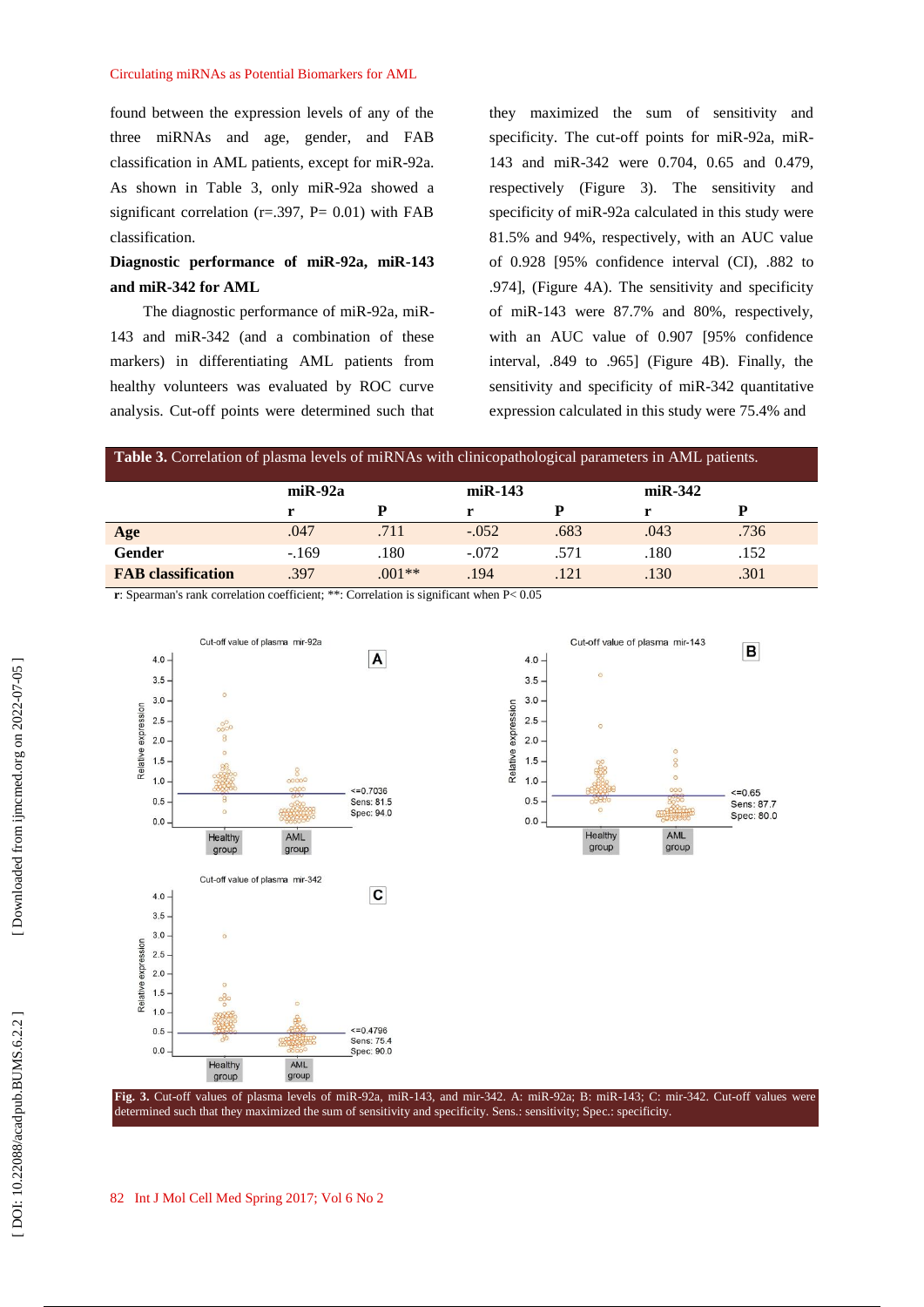found between the expression levels of any of the three miRNAs and age, gender, and FAB classification in AML patients, except for miR-92a. As shown in Table 3, only miR-92a showed a significant correlation (r=.397, P= 0.01) with FAB classification.

**Diagnostic performance of miR-92a, miR-143 and miR-342 for AML**

The diagnostic performance of miR-92a, miR-143 and miR-342 (and a combination of these markers) in differentiating AML patients from healthy volunteers was evaluated by ROC curve analysis. Cut-off points were determined such that they maximized the sum of sensitivity and specificity. The cut-off points for miR-92a, miR-143 and miR-342 were 0.704, 0.65 and 0.479, respectively (Figure 3). The sensitivity and specificity of miR-92a calculated in this study were 81.5% and 94%, respectively, with an AUC value of 0.928 [95% confidence interval (CI), .882 to .974], (Figure 4A). The sensitivity and specificity of miR-143 were 87.7% and 80%, respectively, with an AUC value of 0.907 [95% confidence interval, .849 to .965] (Figure 4B). Finally, the sensitivity and specificity of miR-342 quantitative expression calculated in this study were 75.4% and

**Table 3.** Correlation of plasma levels of miRNAs with clinicopathological parameters in AML patients.

| | miR-92a | | miR-143 | | miR-342 | |
|---|---|---|---|---|---|---|
| | **r** | **P** | **r** | **P** | **r** | **P** |
| **Age** | .047 | .711 | -.052 | .683 | .043 | .736 |
| **Gender** | -.169 | .180 | -.072 | .571 | .180 | .152 |
| **FAB classification** | .397 | .001** | .194 | .121 | .130 | .301 |

**r**: Spearman's rank correlation coefficient; **: Correlation is significant when P< 0.05

**Fig. 3.** Cut-off values of plasma levels of miR-92a, miR-143, and mir-342. A: miR-92a; B: miR-143; C: mir-342. Cut-off values were determined such that they maximized the sum of sensitivity and specificity. Sens.: sensitivity; Spec.: specificity.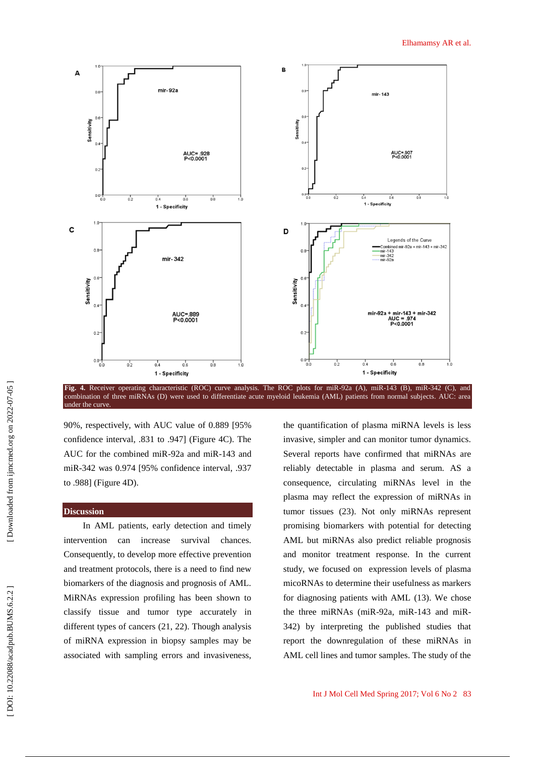Fig. 4. Receiver operating characteristic (ROC) curve analysis. The ROC plots for miR-92a (A), miR-143 (B), miR-342 (C), and combination of three miRNAs (D) were used to differentiate acute myeloid leukemia (AML) patients from normal subjects. AUC: area under the curve.

90%, respectively, with AUC value of 0.889 [95% confidence interval, .831 to .947] (Figure 4C). The AUC for the combined miR-92a and miR-143 and miR-342 was 0.974 [95% confidence interval, .937 to .988] (Figure 4D).

## Discussion

In AML patients, early detection and timely intervention can increase survival chances. Consequently, to develop more effective prevention and treatment protocols, there is a need to find new biomarkers of the diagnosis and prognosis of AML. MiRNAs expression profiling has been shown to classify tissue and tumor type accurately in different types of cancers (21, 22). Though analysis of miRNA expression in biopsy samples may be associated with sampling errors and invasiveness, the quantification of plasma miRNA levels is less invasive, simpler and can monitor tumor dynamics. Several reports have confirmed that miRNAs are reliably detectable in plasma and serum. AS a consequence, circulating miRNAs level in the plasma may reflect the expression of miRNAs in tumor tissues (23). Not only miRNAs represent promising biomarkers with potential for detecting AML but miRNAs also predict reliable prognosis and monitor treatment response. In the current study, we focused on expression levels of plasma micoRNAs to determine their usefulness as markers for diagnosing patients with AML (13). We chose the three miRNAs (miR-92a, miR-143 and miR-342) by interpreting the published studies that report the downregulation of these miRNAs in AML cell lines and tumor samples. The study of the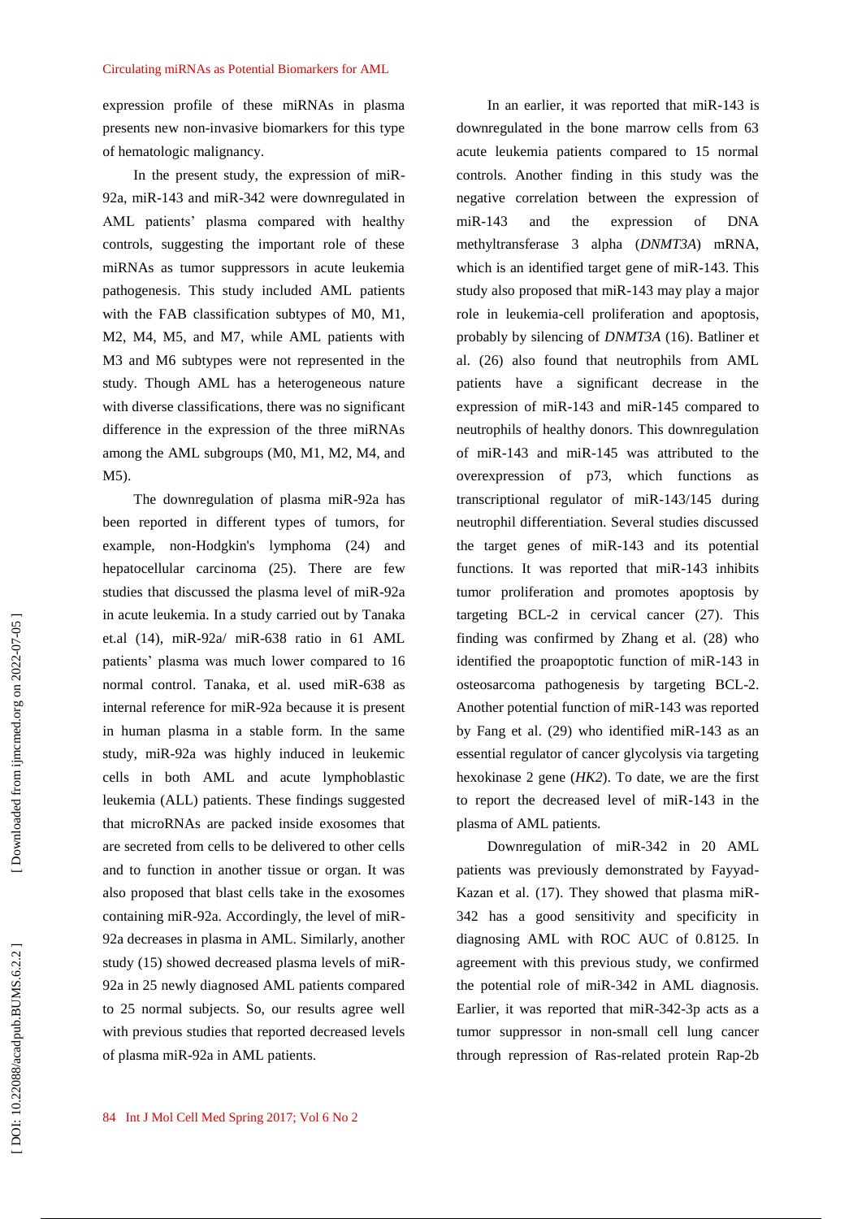expression profile of these miRNAs in plasma presents new non-invasive biomarkers for this type of hematologic malignancy.

In the present study, the expression of miR-92a, miR-143 and miR-342 were downregulated in AML patients' plasma compared with healthy controls, suggesting the important role of these miRNAs as tumor suppressors in acute leukemia pathogenesis. This study included AML patients with the FAB classification subtypes of M0, M1, M2, M4, M5, and M7, while AML patients with M3 and M6 subtypes were not represented in the study. Though AML has a heterogeneous nature with diverse classifications, there was no significant difference in the expression of the three miRNAs among the AML subgroups (M0, M1, M2, M4, and M5).

The downregulation of plasma miR-92a has been reported in different types of tumors, for example, non-Hodgkin's lymphoma (24) and hepatocellular carcinoma (25). There are few studies that discussed the plasma level of miR-92a in acute leukemia. In a study carried out by Tanaka et.al (14), miR-92a/ miR-638 ratio in 61 AML patients' plasma was much lower compared to 16 normal control. Tanaka, et al. used miR-638 as internal reference for miR-92a because it is present in human plasma in a stable form. In the same study, miR-92a was highly induced in leukemic cells in both AML and acute lymphoblastic leukemia (ALL) patients. These findings suggested that microRNAs are packed inside exosomes that are secreted from cells to be delivered to other cells and to function in another tissue or organ. It was also proposed that blast cells take in the exosomes containing miR-92a. Accordingly, the level of miR-92a decreases in plasma in AML. Similarly, another study (15) showed decreased plasma levels of miR-92a in 25 newly diagnosed AML patients compared to 25 normal subjects. So, our results agree well with previous studies that reported decreased levels of plasma miR-92a in AML patients.

In an earlier, it was reported that miR-143 is downregulated in the bone marrow cells from 63 acute leukemia patients compared to 15 normal controls. Another finding in this study was the negative correlation between the expression of miR-143 and the expression of DNA methyltransferase 3 alpha (*DNMT3A*) mRNA, which is an identified target gene of miR-143. This study also proposed that miR-143 may play a major role in leukemia-cell proliferation and apoptosis, probably by silencing of *DNMT3A* (16). Batliner et al. (26) also found that neutrophils from AML patients have a significant decrease in the expression of miR-143 and miR-145 compared to neutrophils of healthy donors. This downregulation of miR-143 and miR-145 was attributed to the overexpression of p73, which functions as transcriptional regulator of miR-143/145 during neutrophil differentiation. Several studies discussed the target genes of miR-143 and its potential functions. It was reported that miR-143 inhibits tumor proliferation and promotes apoptosis by targeting BCL-2 in cervical cancer (27). This finding was confirmed by Zhang et al. (28) who identified the proapoptotic function of miR-143 in osteosarcoma pathogenesis by targeting BCL-2. Another potential function of miR-143 was reported by Fang et al. (29) who identified miR-143 as an essential regulator of cancer glycolysis via targeting hexokinase 2 gene (*HK2*). To date, we are the first to report the decreased level of miR-143 in the plasma of AML patients.

Downregulation of miR-342 in 20 AML patients was previously demonstrated by Fayyad-Kazan et al. (17). They showed that plasma miR-342 has a good sensitivity and specificity in diagnosing AML with ROC AUC of 0.8125. In agreement with this previous study, we confirmed the potential role of miR-342 in AML diagnosis. Earlier, it was reported that miR-342-3p acts as a tumor suppressor in non-small cell lung cancer through repression of Ras-related protein Rap-2b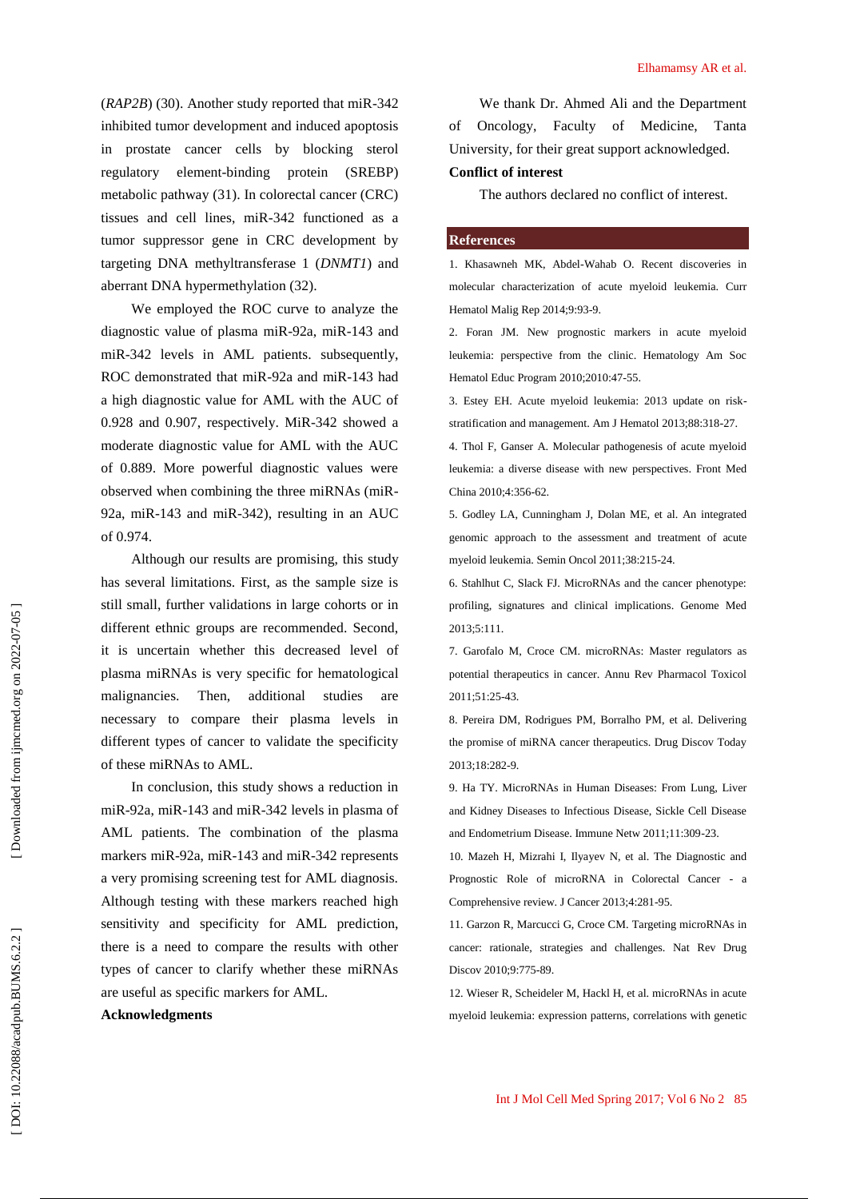(*RAP2B*) (30). Another study reported that miR-342 inhibited tumor development and induced apoptosis in prostate cancer cells by blocking sterol regulatory element-binding protein (SREBP) metabolic pathway (31). In colorectal cancer (CRC) tissues and cell lines, miR-342 functioned as a tumor suppressor gene in CRC development by targeting DNA methyltransferase 1 (*DNMT1*) and aberrant DNA hypermethylation (32).

We employed the ROC curve to analyze the diagnostic value of plasma miR-92a, miR-143 and miR-342 levels in AML patients. subsequently, ROC demonstrated that miR-92a and miR-143 had a high diagnostic value for AML with the AUC of 0.928 and 0.907, respectively. MiR-342 showed a moderate diagnostic value for AML with the AUC of 0.889. More powerful diagnostic values were observed when combining the three miRNAs (miR-92a, miR-143 and miR-342), resulting in an AUC of 0.974.

Although our results are promising, this study has several limitations. First, as the sample size is still small, further validations in large cohorts or in different ethnic groups are recommended. Second, it is uncertain whether this decreased level of plasma miRNAs is very specific for hematological malignancies. Then, additional studies are necessary to compare their plasma levels in different types of cancer to validate the specificity of these miRNAs to AML.

In conclusion, this study shows a reduction in miR-92a, miR-143 and miR-342 levels in plasma of AML patients. The combination of the plasma markers miR-92a, miR-143 and miR-342 represents a very promising screening test for AML diagnosis. Although testing with these markers reached high sensitivity and specificity for AML prediction, there is a need to compare the results with other types of cancer to clarify whether these miRNAs are useful as specific markers for AML.

## Acknowledgments

We thank Dr. Ahmed Ali and the Department of Oncology, Faculty of Medicine, Tanta University, for their great support acknowledged.

## Conflict of interest

The authors declared no conflict of interest.

## References

1. Khasawneh MK, Abdel-Wahab O. Recent discoveries in molecular characterization of acute myeloid leukemia. Curr Hematol Malig Rep 2014;9:93-9.

2. Foran JM. New prognostic markers in acute myeloid leukemia: perspective from the clinic. Hematology Am Soc Hematol Educ Program 2010;2010:47-55.

3. Estey EH. Acute myeloid leukemia: 2013 update on risk-stratification and management. Am J Hematol 2013;88:318-27.

4. Thol F, Ganser A. Molecular pathogenesis of acute myeloid leukemia: a diverse disease with new perspectives. Front Med China 2010;4:356-62.

5. Godley LA, Cunningham J, Dolan ME, et al. An integrated genomic approach to the assessment and treatment of acute myeloid leukemia. Semin Oncol 2011;38:215-24.

6. Stahlhut C, Slack FJ. MicroRNAs and the cancer phenotype: profiling, signatures and clinical implications. Genome Med 2013;5:111.

7. Garofalo M, Croce CM. microRNAs: Master regulators as potential therapeutics in cancer. Annu Rev Pharmacol Toxicol 2011;51:25-43.

8. Pereira DM, Rodrigues PM, Borralho PM, et al. Delivering the promise of miRNA cancer therapeutics. Drug Discov Today 2013;18:282-9.

9. Ha TY. MicroRNAs in Human Diseases: From Lung, Liver and Kidney Diseases to Infectious Disease, Sickle Cell Disease and Endometrium Disease. Immune Netw 2011;11:309-23.

10. Mazeh H, Mizrahi I, Ilyayev N, et al. The Diagnostic and Prognostic Role of microRNA in Colorectal Cancer - a Comprehensive review. J Cancer 2013;4:281-95.

11. Garzon R, Marcucci G, Croce CM. Targeting microRNAs in cancer: rationale, strategies and challenges. Nat Rev Drug Discov 2010;9:775-89.

12. Wieser R, Scheideler M, Hackl H, et al. microRNAs in acute myeloid leukemia: expression patterns, correlations with genetic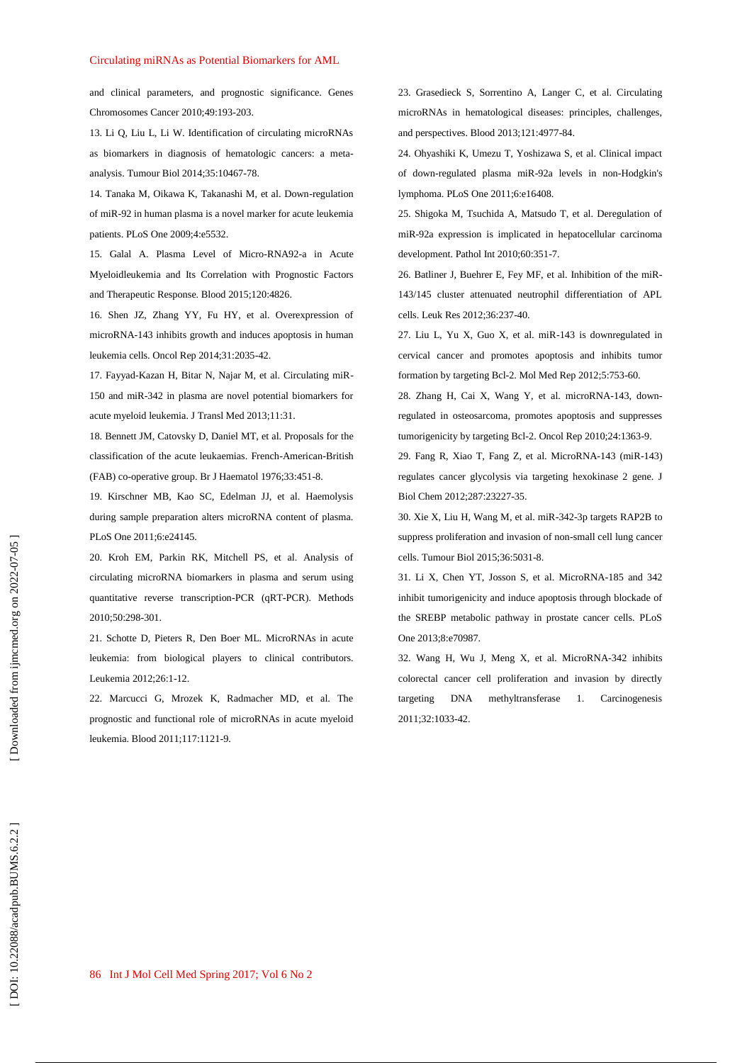and clinical parameters, and prognostic significance. Genes Chromosomes Cancer 2010;49:193-203.

13. Li Q, Liu L, Li W. Identification of circulating microRNAs as biomarkers in diagnosis of hematologic cancers: a meta-analysis. Tumour Biol 2014;35:10467-78.

14. Tanaka M, Oikawa K, Takanashi M, et al. Down-regulation of miR-92 in human plasma is a novel marker for acute leukemia patients. PLoS One 2009;4:e5532.

15. Galal A. Plasma Level of Micro-RNA92-a in Acute Myeloidleukemia and Its Correlation with Prognostic Factors and Therapeutic Response. Blood 2015;120:4826.

16. Shen JZ, Zhang YY, Fu HY, et al. Overexpression of microRNA-143 inhibits growth and induces apoptosis in human leukemia cells. Oncol Rep 2014;31:2035-42.

17. Fayyad-Kazan H, Bitar N, Najar M, et al. Circulating miR-150 and miR-342 in plasma are novel potential biomarkers for acute myeloid leukemia. J Transl Med 2013;11:31.

18. Bennett JM, Catovsky D, Daniel MT, et al. Proposals for the classification of the acute leukaemias. French-American-British (FAB) co-operative group. Br J Haematol 1976;33:451-8.

19. Kirschner MB, Kao SC, Edelman JJ, et al. Haemolysis during sample preparation alters microRNA content of plasma. PLoS One 2011;6:e24145.

20. Kroh EM, Parkin RK, Mitchell PS, et al. Analysis of circulating microRNA biomarkers in plasma and serum using quantitative reverse transcription-PCR (qRT-PCR). Methods 2010;50:298-301.

21. Schotte D, Pieters R, Den Boer ML. MicroRNAs in acute leukemia: from biological players to clinical contributors. Leukemia 2012;26:1-12.

22. Marcucci G, Mrozek K, Radmacher MD, et al. The prognostic and functional role of microRNAs in acute myeloid leukemia. Blood 2011;117:1121-9.

23. Grasedieck S, Sorrentino A, Langer C, et al. Circulating microRNAs in hematological diseases: principles, challenges, and perspectives. Blood 2013;121:4977-84.

24. Ohyashiki K, Umezu T, Yoshizawa S, et al. Clinical impact of down-regulated plasma miR-92a levels in non-Hodgkin's lymphoma. PLoS One 2011;6:e16408.

25. Shigoka M, Tsuchida A, Matsudo T, et al. Deregulation of miR-92a expression is implicated in hepatocellular carcinoma development. Pathol Int 2010;60:351-7.

26. Batliner J, Buehrer E, Fey MF, et al. Inhibition of the miR-143/145 cluster attenuated neutrophil differentiation of APL cells. Leuk Res 2012;36:237-40.

27. Liu L, Yu X, Guo X, et al. miR-143 is downregulated in cervical cancer and promotes apoptosis and inhibits tumor formation by targeting Bcl-2. Mol Med Rep 2012;5:753-60.

28. Zhang H, Cai X, Wang Y, et al. microRNA-143, down-regulated in osteosarcoma, promotes apoptosis and suppresses tumorigenicity by targeting Bcl-2. Oncol Rep 2010;24:1363-9.

29. Fang R, Xiao T, Fang Z, et al. MicroRNA-143 (miR-143) regulates cancer glycolysis via targeting hexokinase 2 gene. J Biol Chem 2012;287:23227-35.

30. Xie X, Liu H, Wang M, et al. miR-342-3p targets RAP2B to suppress proliferation and invasion of non-small cell lung cancer cells. Tumour Biol 2015;36:5031-8.

31. Li X, Chen YT, Josson S, et al. MicroRNA-185 and 342 inhibit tumorigenicity and induce apoptosis through blockade of the SREBP metabolic pathway in prostate cancer cells. PLoS One 2013;8:e70987.

32. Wang H, Wu J, Meng X, et al. MicroRNA-342 inhibits colorectal cancer cell proliferation and invasion by directly targeting DNA methyltransferase 1. Carcinogenesis 2011;32:1033-42.